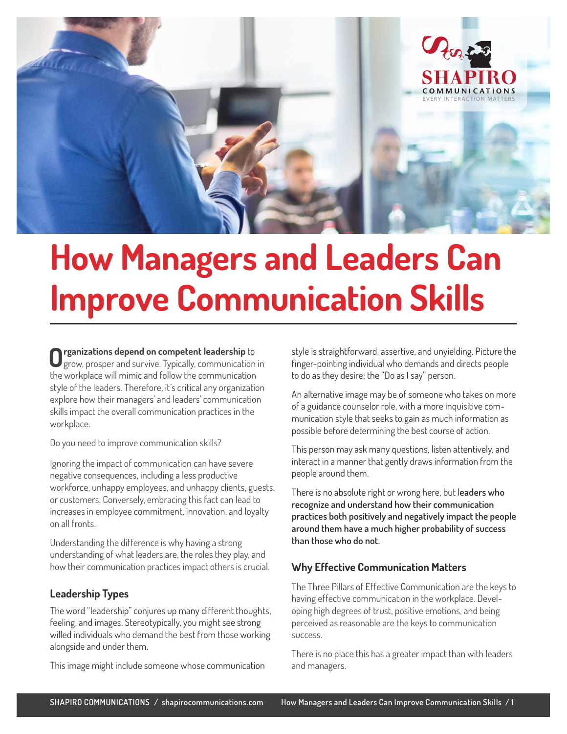# How Managers and Leaders Can Improve Communication Skills

**Organizations depend on competent leadership** to grow, prosper and survive. Typically, communication in the workplace will mimic and follow the communication style of the leaders. Therefore, it's critical any organization explore how their managers' and leaders' communication skills impact the overall communication practices in the workplace.

Do you need to improve communication skills?

Ignoring the impact of communication can have severe negative consequences, including a less productive workforce, unhappy employees, and unhappy clients, guests, or customers. Conversely, embracing this fact can lead to increases in employee commitment, innovation, and loyalty on all fronts.

Understanding the difference is why having a strong understanding of what leaders are, the roles they play, and how their communication practices impact others is crucial.

### Leadership Types

The word "leadership" conjures up many different thoughts, feeling, and images. Stereotypically, you might see strong willed individuals who demand the best from those working alongside and under them.

This image might include someone whose communication style is straightforward, assertive, and unyielding. Picture the finger-pointing individual who demands and directs people to do as they desire; the "Do as I say" person.

An alternative image may be of someone who takes on more of a guidance counselor role, with a more inquisitive communication style that seeks to gain as much information as possible before determining the best course of action.

This person may ask many questions, listen attentively, and interact in a manner that gently draws information from the people around them.

There is no absolute right or wrong here, but **leaders who recognize and understand how their communication practices both positively and negatively impact the people around them have a much higher probability of success than those who do not.**

### Why Effective Communication Matters

The Three Pillars of Effective Communication are the keys to having effective communication in the workplace. Developing high degrees of trust, positive emotions, and being perceived as reasonable are the keys to communication success.

There is no place this has a greater impact than with leaders and managers.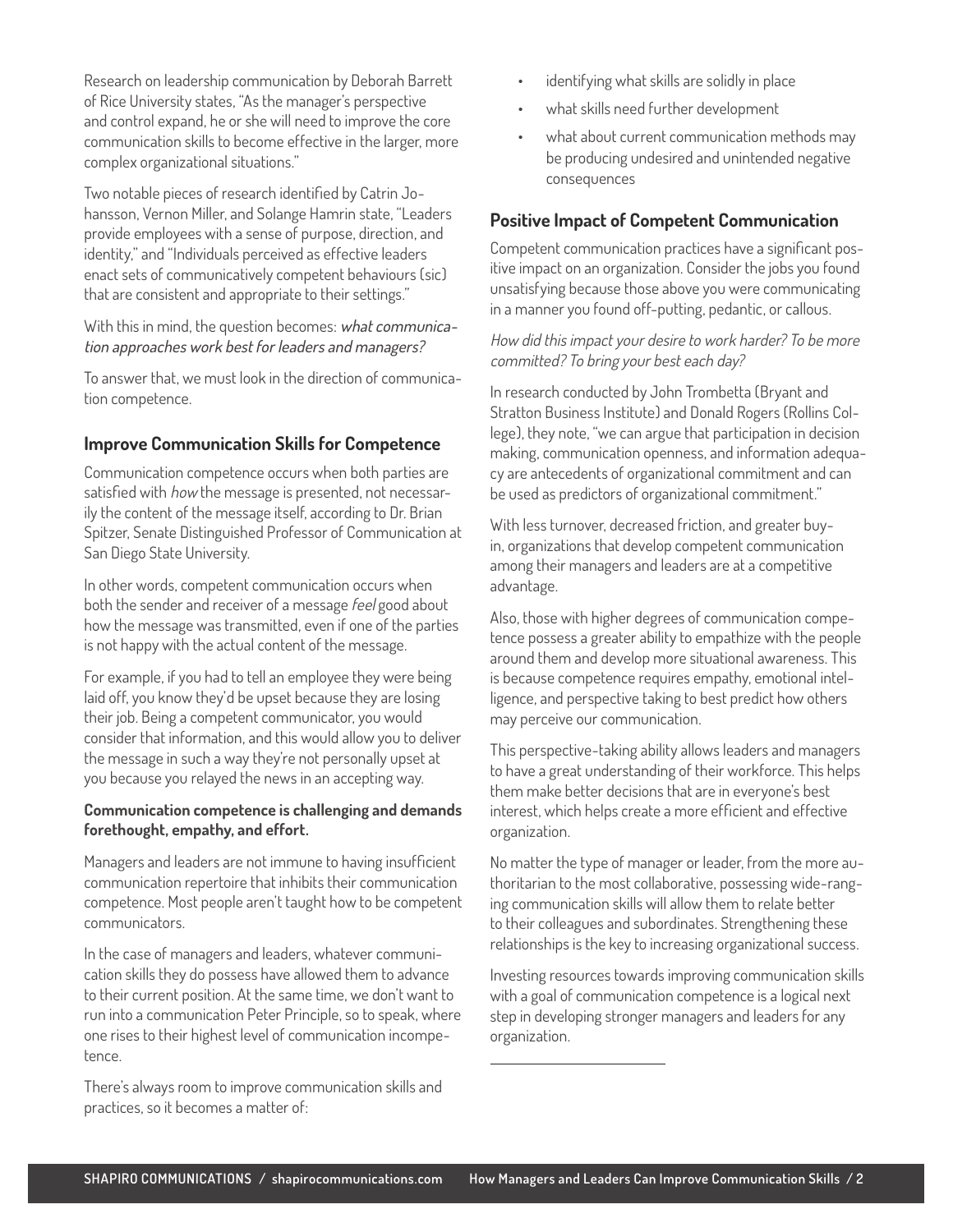Research on leadership communication by Deborah Barrett of Rice University states, "As the manager's perspective and control expand, he or she will need to improve the core communication skills to become effective in the larger, more complex organizational situations."

Two notable pieces of research identified by Catrin Johansson, Vernon Miller, and Solange Hamrin state, "Leaders provide employees with a sense of purpose, direction, and identity," and "Individuals perceived as effective leaders enact sets of communicatively competent behaviours (sic) that are consistent and appropriate to their settings."

With this in mind, the question becomes: *what communication approaches work best for leaders and managers?*

To answer that, we must look in the direction of communication competence.

### Improve Communication Skills for Competence

Communication competence occurs when both parties are satisfied with *how* the message is presented, not necessarily the content of the message itself, according to Dr. Brian Spitzer, Senate Distinguished Professor of Communication at San Diego State University.

In other words, competent communication occurs when both the sender and receiver of a message *feel* good about how the message was transmitted, even if one of the parties is not happy with the actual content of the message.

For example, if you had to tell an employee they were being laid off, you know they'd be upset because they are losing their job. Being a competent communicator, you would consider that information, and this would allow you to deliver the message in such a way they're not personally upset at you because you relayed the news in an accepting way.

**Communication competence is challenging and demands forethought, empathy, and effort.**

Managers and leaders are not immune to having insufficient communication repertoire that inhibits their communication competence. Most people aren't taught how to be competent communicators.

In the case of managers and leaders, whatever communication skills they do possess have allowed them to advance to their current position. At the same time, we don't want to run into a communication Peter Principle, so to speak, where one rises to their highest level of communication incompetence.

There's always room to improve communication skills and practices, so it becomes a matter of:

- identifying what skills are solidly in place
- what skills need further development
- what about current communication methods may be producing undesired and unintended negative consequences

### Positive Impact of Competent Communication

Competent communication practices have a significant positive impact on an organization. Consider the jobs you found unsatisfying because those above you were communicating in a manner you found off-putting, pedantic, or callous.

*How did this impact your desire to work harder? To be more committed? To bring your best each day?*

In research conducted by John Trombetta (Bryant and Stratton Business Institute) and Donald Rogers (Rollins College), they note, "we can argue that participation in decision making, communication openness, and information adequacy are antecedents of organizational commitment and can be used as predictors of organizational commitment."

With less turnover, decreased friction, and greater buy-in, organizations that develop competent communication among their managers and leaders are at a competitive advantage.

Also, those with higher degrees of communication competence possess a greater ability to empathize with the people around them and develop more situational awareness. This is because competence requires empathy, emotional intelligence, and perspective taking to best predict how others may perceive our communication.

This perspective-taking ability allows leaders and managers to have a great understanding of their workforce. This helps them make better decisions that are in everyone's best interest, which helps create a more efficient and effective organization.

No matter the type of manager or leader, from the more authoritarian to the most collaborative, possessing wide-ranging communication skills will allow them to relate better to their colleagues and subordinates. Strengthening these relationships is the key to increasing organizational success.

Investing resources towards improving communication skills with a goal of communication competence is a logical next step in developing stronger managers and leaders for any organization.